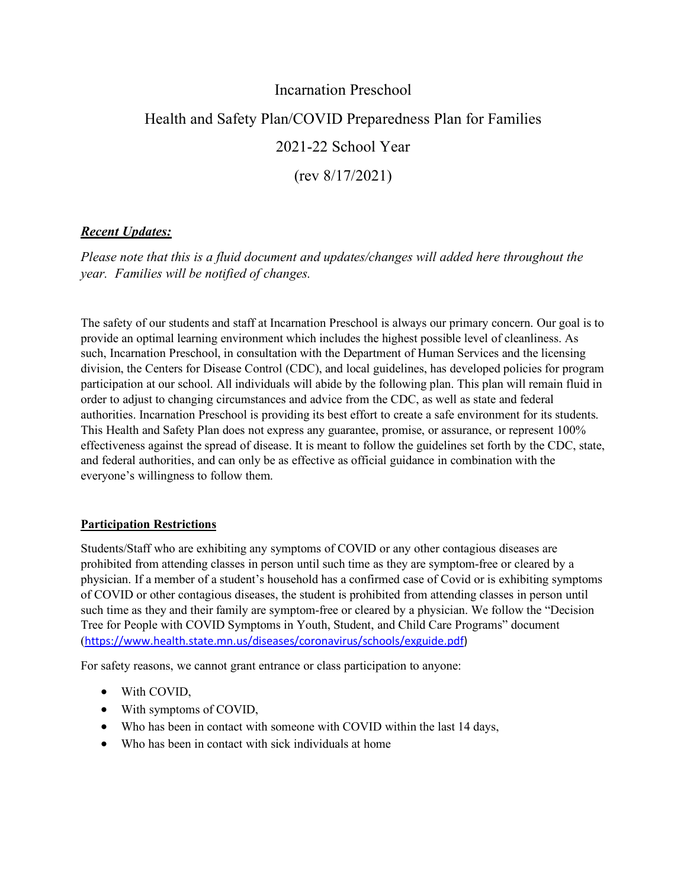# Incarnation Preschool

## Health and Safety Plan/COVID Preparedness Plan for Families

## 2021-22 School Year

## (rev 8/17/2021)

***Recent Updates:***

*Please note that this is a fluid document and updates/changes will added here throughout the year. Families will be notified of changes.*

The safety of our students and staff at Incarnation Preschool is always our primary concern. Our goal is to provide an optimal learning environment which includes the highest possible level of cleanliness. As such, Incarnation Preschool, in consultation with the Department of Human Services and the licensing division, the Centers for Disease Control (CDC), and local guidelines, has developed policies for program participation at our school. All individuals will abide by the following plan. This plan will remain fluid in order to adjust to changing circumstances and advice from the CDC, as well as state and federal authorities. Incarnation Preschool is providing its best effort to create a safe environment for its students. This Health and Safety Plan does not express any guarantee, promise, or assurance, or represent 100% effectiveness against the spread of disease. It is meant to follow the guidelines set forth by the CDC, state, and federal authorities, and can only be as effective as official guidance in combination with the everyone's willingness to follow them.

**Participation Restrictions**

Students/Staff who are exhibiting any symptoms of COVID or any other contagious diseases are prohibited from attending classes in person until such time as they are symptom-free or cleared by a physician. If a member of a student's household has a confirmed case of Covid or is exhibiting symptoms of COVID or other contagious diseases, the student is prohibited from attending classes in person until such time as they and their family are symptom-free or cleared by a physician. We follow the "Decision Tree for People with COVID Symptoms in Youth, Student, and Child Care Programs" document (https://www.health.state.mn.us/diseases/coronavirus/schools/exguide.pdf)

For safety reasons, we cannot grant entrance or class participation to anyone:

- With COVID,
- With symptoms of COVID,
- Who has been in contact with someone with COVID within the last 14 days,
- Who has been in contact with sick individuals at home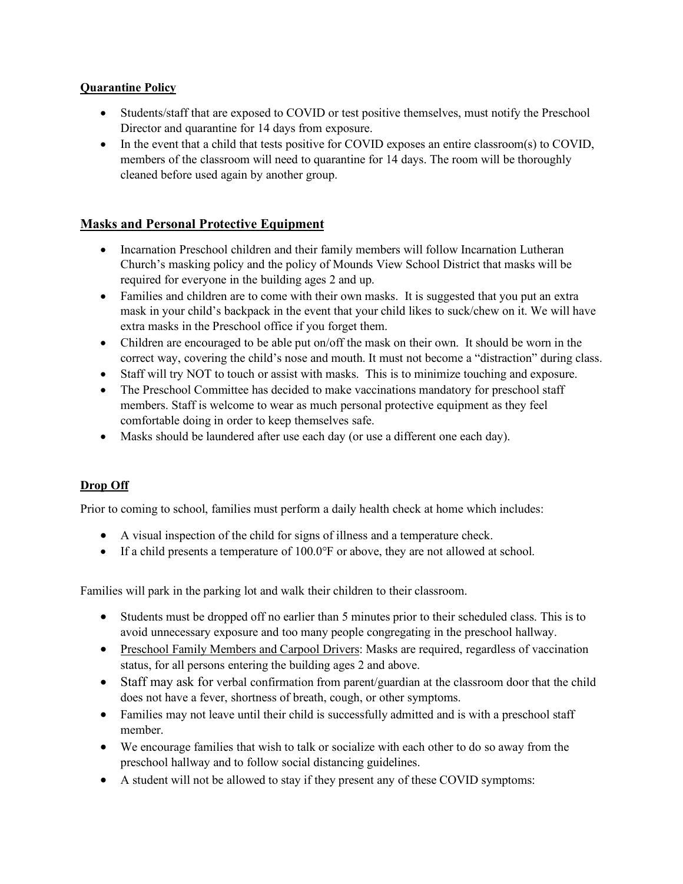## Quarantine Policy

- Students/staff that are exposed to COVID or test positive themselves, must notify the Preschool Director and quarantine for 14 days from exposure.
- In the event that a child that tests positive for COVID exposes an entire classroom(s) to COVID, members of the classroom will need to quarantine for 14 days. The room will be thoroughly cleaned before used again by another group.

## Masks and Personal Protective Equipment

- Incarnation Preschool children and their family members will follow Incarnation Lutheran Church's masking policy and the policy of Mounds View School District that masks will be required for everyone in the building ages 2 and up.
- Families and children are to come with their own masks. It is suggested that you put an extra mask in your child's backpack in the event that your child likes to suck/chew on it. We will have extra masks in the Preschool office if you forget them.
- Children are encouraged to be able put on/off the mask on their own. It should be worn in the correct way, covering the child's nose and mouth. It must not become a "distraction" during class.
- Staff will try NOT to touch or assist with masks. This is to minimize touching and exposure.
- The Preschool Committee has decided to make vaccinations mandatory for preschool staff members. Staff is welcome to wear as much personal protective equipment as they feel comfortable doing in order to keep themselves safe.
- Masks should be laundered after use each day (or use a different one each day).

## Drop Off

Prior to coming to school, families must perform a daily health check at home which includes:

- A visual inspection of the child for signs of illness and a temperature check.
- If a child presents a temperature of 100.0°F or above, they are not allowed at school.

Families will park in the parking lot and walk their children to their classroom.

- Students must be dropped off no earlier than 5 minutes prior to their scheduled class. This is to avoid unnecessary exposure and too many people congregating in the preschool hallway.
- Preschool Family Members and Carpool Drivers: Masks are required, regardless of vaccination status, for all persons entering the building ages 2 and above.
- Staff may ask for verbal confirmation from parent/guardian at the classroom door that the child does not have a fever, shortness of breath, cough, or other symptoms.
- Families may not leave until their child is successfully admitted and is with a preschool staff member.
- We encourage families that wish to talk or socialize with each other to do so away from the preschool hallway and to follow social distancing guidelines.
- A student will not be allowed to stay if they present any of these COVID symptoms: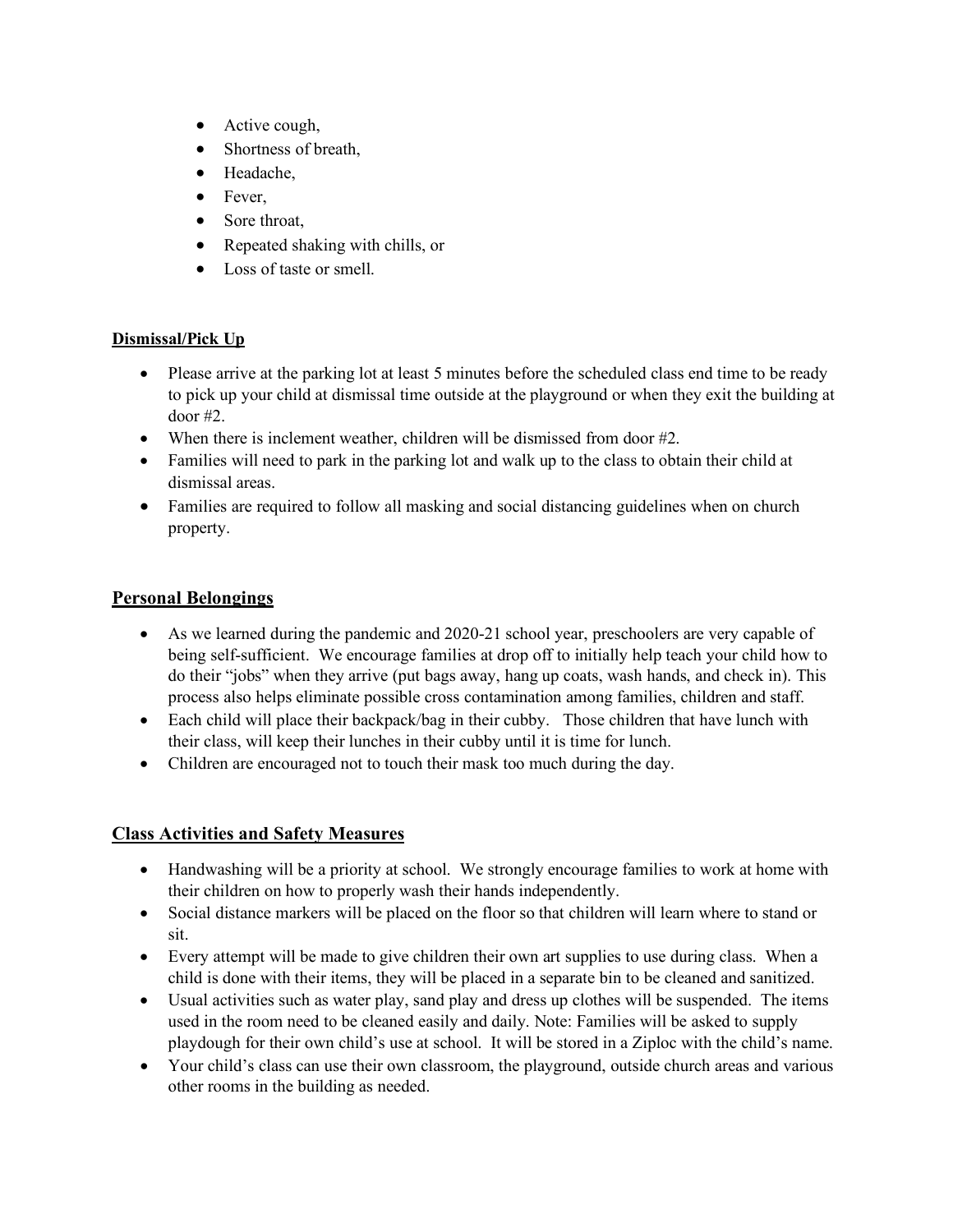- Active cough,
- Shortness of breath,
- Headache,
- Fever,
- Sore throat,
- Repeated shaking with chills, or
- Loss of taste or smell.

**Dismissal/Pick Up**

- Please arrive at the parking lot at least 5 minutes before the scheduled class end time to be ready to pick up your child at dismissal time outside at the playground or when they exit the building at door #2.
- When there is inclement weather, children will be dismissed from door #2.
- Families will need to park in the parking lot and walk up to the class to obtain their child at dismissal areas.
- Families are required to follow all masking and social distancing guidelines when on church property.

## Personal Belongings

- As we learned during the pandemic and 2020-21 school year, preschoolers are very capable of being self-sufficient. We encourage families at drop off to initially help teach your child how to do their "jobs" when they arrive (put bags away, hang up coats, wash hands, and check in). This process also helps eliminate possible cross contamination among families, children and staff.
- Each child will place their backpack/bag in their cubby. Those children that have lunch with their class, will keep their lunches in their cubby until it is time for lunch.
- Children are encouraged not to touch their mask too much during the day.

## Class Activities and Safety Measures

- Handwashing will be a priority at school. We strongly encourage families to work at home with their children on how to properly wash their hands independently.
- Social distance markers will be placed on the floor so that children will learn where to stand or sit.
- Every attempt will be made to give children their own art supplies to use during class. When a child is done with their items, they will be placed in a separate bin to be cleaned and sanitized.
- Usual activities such as water play, sand play and dress up clothes will be suspended. The items used in the room need to be cleaned easily and daily. Note: Families will be asked to supply playdough for their own child's use at school. It will be stored in a Ziploc with the child's name.
- Your child's class can use their own classroom, the playground, outside church areas and various other rooms in the building as needed.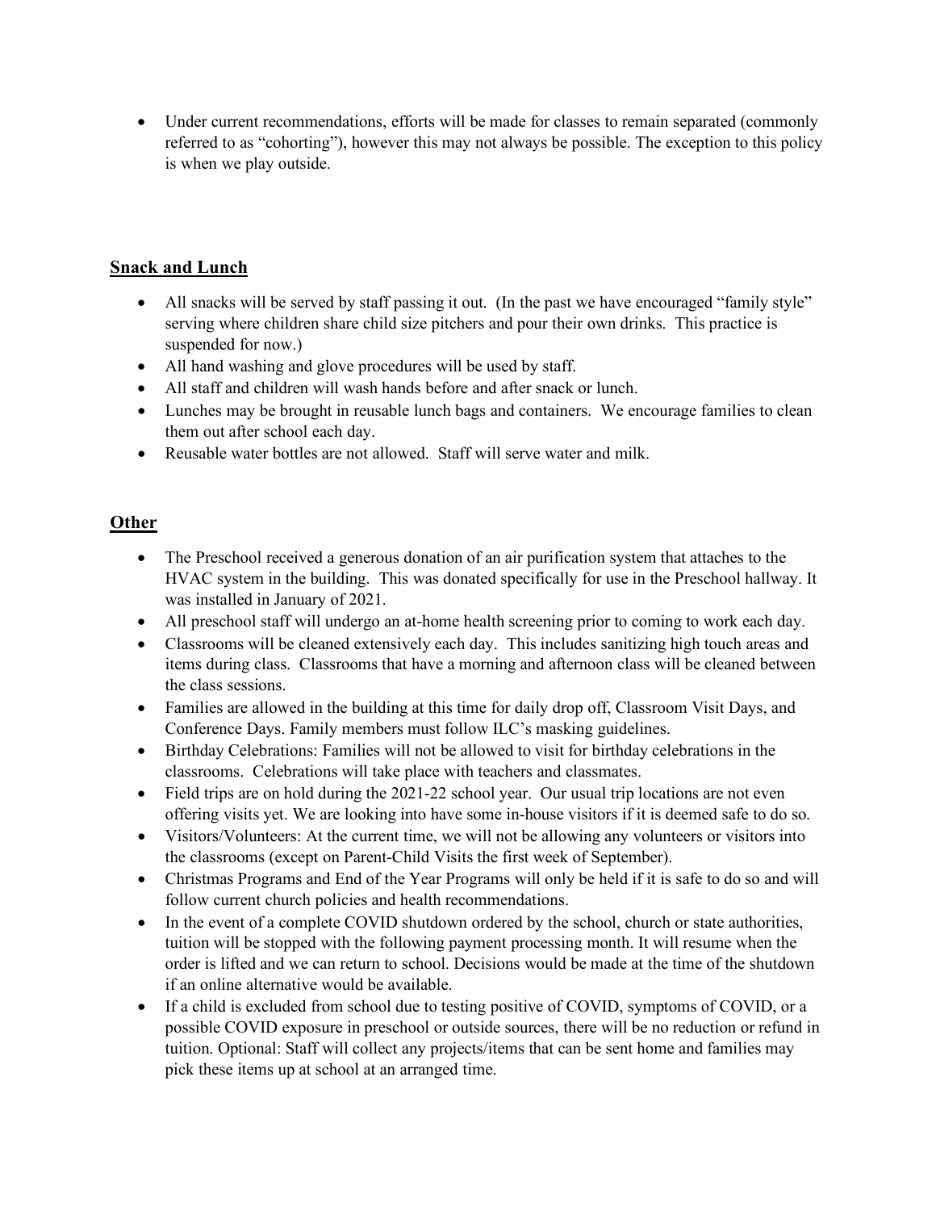- Under current recommendations, efforts will be made for classes to remain separated (commonly referred to as "cohorting"), however this may not always be possible. The exception to this policy is when we play outside.

## Snack and Lunch

- All snacks will be served by staff passing it out. (In the past we have encouraged "family style" serving where children share child size pitchers and pour their own drinks. This practice is suspended for now.)
- All hand washing and glove procedures will be used by staff.
- All staff and children will wash hands before and after snack or lunch.
- Lunches may be brought in reusable lunch bags and containers. We encourage families to clean them out after school each day.
- Reusable water bottles are not allowed. Staff will serve water and milk.

## Other

- The Preschool received a generous donation of an air purification system that attaches to the HVAC system in the building. This was donated specifically for use in the Preschool hallway. It was installed in January of 2021.
- All preschool staff will undergo an at-home health screening prior to coming to work each day.
- Classrooms will be cleaned extensively each day. This includes sanitizing high touch areas and items during class. Classrooms that have a morning and afternoon class will be cleaned between the class sessions.
- Families are allowed in the building at this time for daily drop off, Classroom Visit Days, and Conference Days. Family members must follow ILC's masking guidelines.
- Birthday Celebrations: Families will not be allowed to visit for birthday celebrations in the classrooms. Celebrations will take place with teachers and classmates.
- Field trips are on hold during the 2021-22 school year. Our usual trip locations are not even offering visits yet. We are looking into have some in-house visitors if it is deemed safe to do so.
- Visitors/Volunteers: At the current time, we will not be allowing any volunteers or visitors into the classrooms (except on Parent-Child Visits the first week of September).
- Christmas Programs and End of the Year Programs will only be held if it is safe to do so and will follow current church policies and health recommendations.
- In the event of a complete COVID shutdown ordered by the school, church or state authorities, tuition will be stopped with the following payment processing month. It will resume when the order is lifted and we can return to school. Decisions would be made at the time of the shutdown if an online alternative would be available.
- If a child is excluded from school due to testing positive of COVID, symptoms of COVID, or a possible COVID exposure in preschool or outside sources, there will be no reduction or refund in tuition. Optional: Staff will collect any projects/items that can be sent home and families may pick these items up at school at an arranged time.